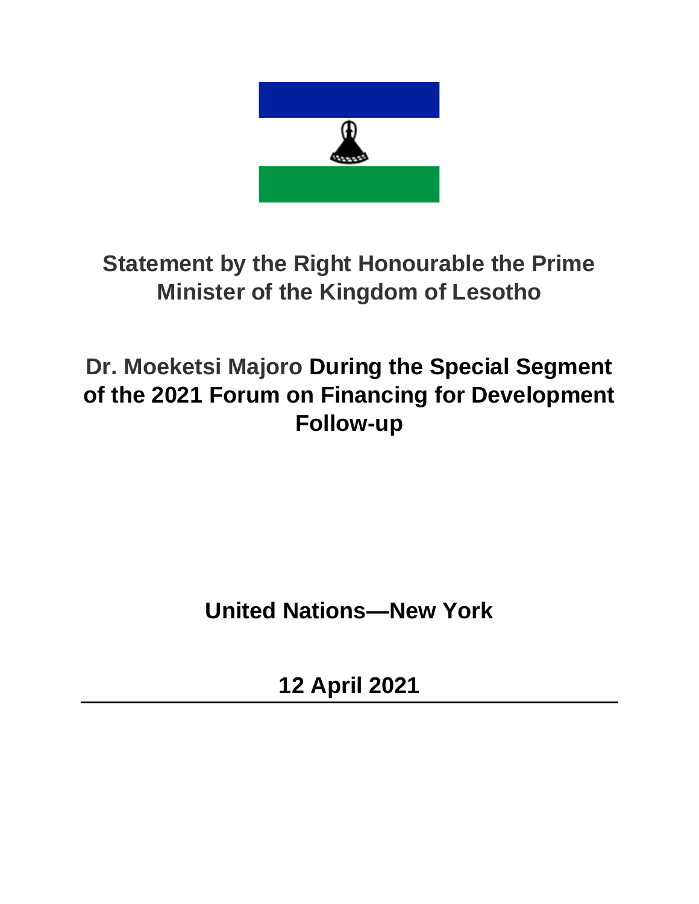# Statement by the Right Honourable the Prime Minister of the Kingdom of Lesotho

## Dr. Moeketsi Majoro During the Special Segment of the 2021 Forum on Financing for Development Follow-up

**United Nations—New York**

**12 April 2021**

---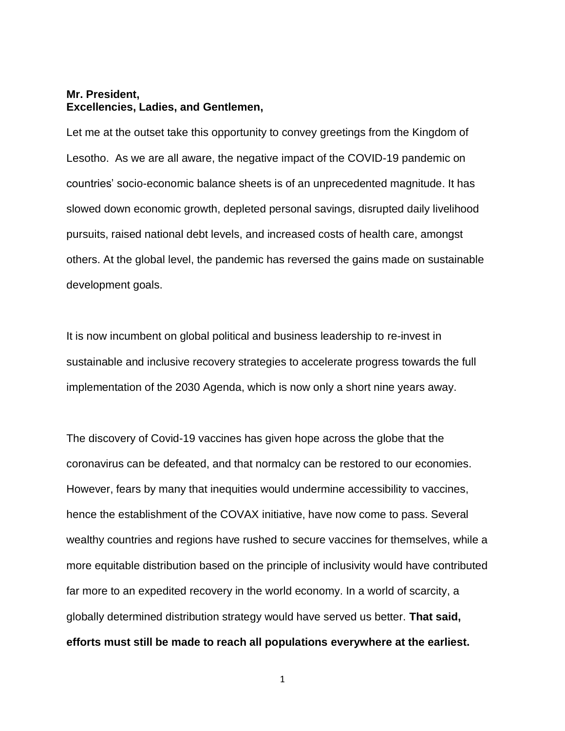**Mr. President,**
**Excellencies, Ladies, and Gentlemen,**

Let me at the outset take this opportunity to convey greetings from the Kingdom of Lesotho. As we are all aware, the negative impact of the COVID-19 pandemic on countries' socio-economic balance sheets is of an unprecedented magnitude. It has slowed down economic growth, depleted personal savings, disrupted daily livelihood pursuits, raised national debt levels, and increased costs of health care, amongst others. At the global level, the pandemic has reversed the gains made on sustainable development goals.

It is now incumbent on global political and business leadership to re-invest in sustainable and inclusive recovery strategies to accelerate progress towards the full implementation of the 2030 Agenda, which is now only a short nine years away.

The discovery of Covid-19 vaccines has given hope across the globe that the coronavirus can be defeated, and that normalcy can be restored to our economies. However, fears by many that inequities would undermine accessibility to vaccines, hence the establishment of the COVAX initiative, have now come to pass. Several wealthy countries and regions have rushed to secure vaccines for themselves, while a more equitable distribution based on the principle of inclusivity would have contributed far more to an expedited recovery in the world economy. In a world of scarcity, a globally determined distribution strategy would have served us better. **That said, efforts must still be made to reach all populations everywhere at the earliest.**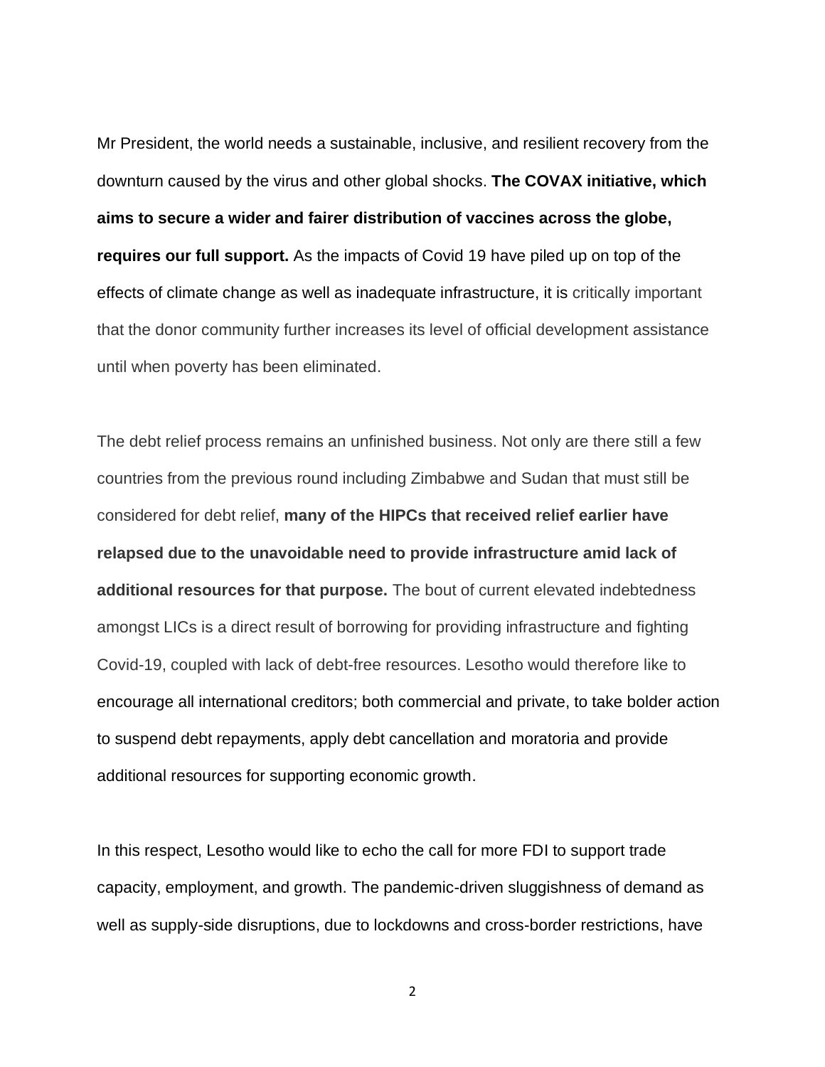Mr President, the world needs a sustainable, inclusive, and resilient recovery from the downturn caused by the virus and other global shocks. **The COVAX initiative, which aims to secure a wider and fairer distribution of vaccines across the globe, requires our full support.** As the impacts of Covid 19 have piled up on top of the effects of climate change as well as inadequate infrastructure, it is critically important that the donor community further increases its level of official development assistance until when poverty has been eliminated.

The debt relief process remains an unfinished business. Not only are there still a few countries from the previous round including Zimbabwe and Sudan that must still be considered for debt relief, **many of the HIPCs that received relief earlier have relapsed due to the unavoidable need to provide infrastructure amid lack of additional resources for that purpose.** The bout of current elevated indebtedness amongst LICs is a direct result of borrowing for providing infrastructure and fighting Covid-19, coupled with lack of debt-free resources. Lesotho would therefore like to encourage all international creditors; both commercial and private, to take bolder action to suspend debt repayments, apply debt cancellation and moratoria and provide additional resources for supporting economic growth.

In this respect, Lesotho would like to echo the call for more FDI to support trade capacity, employment, and growth. The pandemic-driven sluggishness of demand as well as supply-side disruptions, due to lockdowns and cross-border restrictions, have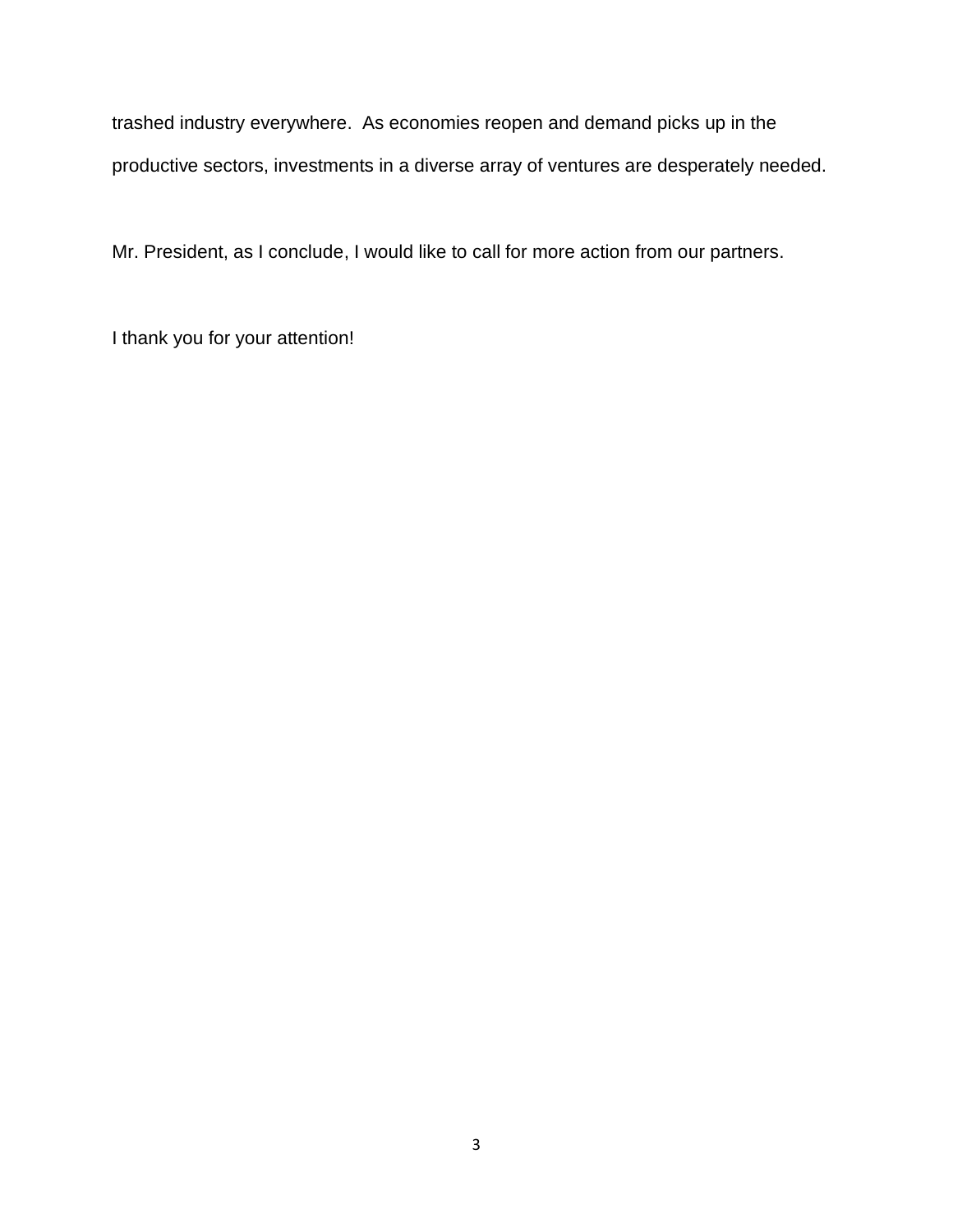trashed industry everywhere. As economies reopen and demand picks up in the productive sectors, investments in a diverse array of ventures are desperately needed.

Mr. President, as I conclude, I would like to call for more action from our partners.

I thank you for your attention!